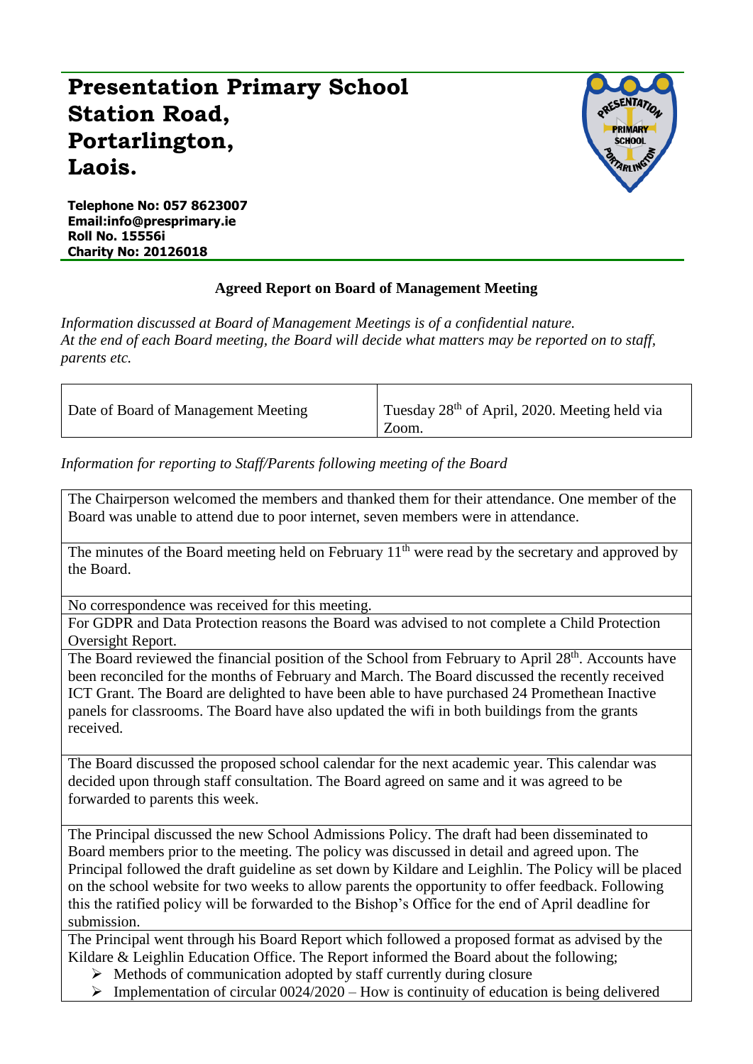# Presentation Primary School
# Station Road,
# Portarlington,
# Laois.

**Telephone No: 057 8623007**
**Email:info@presprimary.ie**
**Roll No. 15556i**
**Charity No: 20126018**

## Agreed Report on Board of Management Meeting

*Information discussed at Board of Management Meetings is of a confidential nature.*
*At the end of each Board meeting, the Board will decide what matters may be reported on to staff, parents etc.*

| Date of Board of Management Meeting | Tuesday 28th of April, 2020. Meeting held via Zoom. |
|---|---|

*Information for reporting to Staff/Parents following meeting of the Board*

The Chairperson welcomed the members and thanked them for their attendance. One member of the Board was unable to attend due to poor internet, seven members were in attendance.

The minutes of the Board meeting held on February 11th were read by the secretary and approved by the Board.

No correspondence was received for this meeting.

For GDPR and Data Protection reasons the Board was advised to not complete a Child Protection Oversight Report.

The Board reviewed the financial position of the School from February to April 28th. Accounts have been reconciled for the months of February and March. The Board discussed the recently received ICT Grant. The Board are delighted to have been able to have purchased 24 Promethean Inactive panels for classrooms. The Board have also updated the wifi in both buildings from the grants received.

The Board discussed the proposed school calendar for the next academic year. This calendar was decided upon through staff consultation. The Board agreed on same and it was agreed to be forwarded to parents this week.

The Principal discussed the new School Admissions Policy. The draft had been disseminated to Board members prior to the meeting. The policy was discussed in detail and agreed upon. The Principal followed the draft guideline as set down by Kildare and Leighlin. The Policy will be placed on the school website for two weeks to allow parents the opportunity to offer feedback. Following this the ratified policy will be forwarded to the Bishop's Office for the end of April deadline for submission.

The Principal went through his Board Report which followed a proposed format as advised by the Kildare & Leighlin Education Office. The Report informed the Board about the following;

- Methods of communication adopted by staff currently during closure
- Implementation of circular 0024/2020 – How is continuity of education is being delivered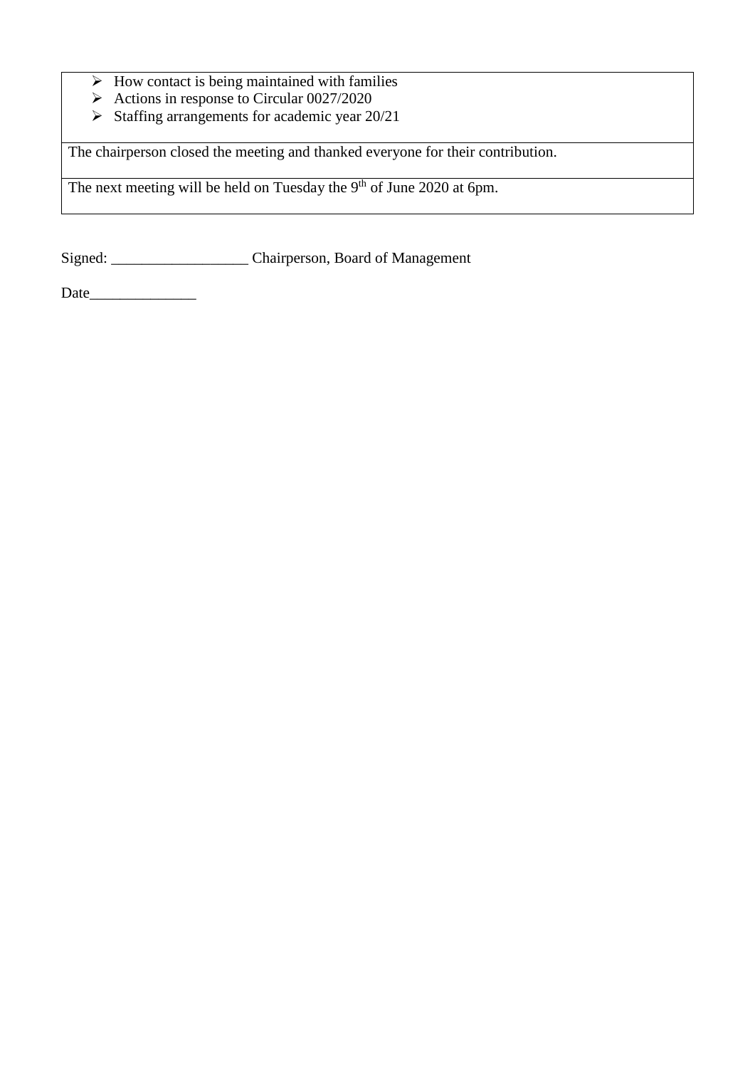- How contact is being maintained with families
- Actions in response to Circular 0027/2020
- Staffing arrangements for academic year 20/21

The chairperson closed the meeting and thanked everyone for their contribution.

The next meeting will be held on Tuesday the 9th of June 2020 at 6pm.

Signed: __________________ Chairperson, Board of Management

Date______________